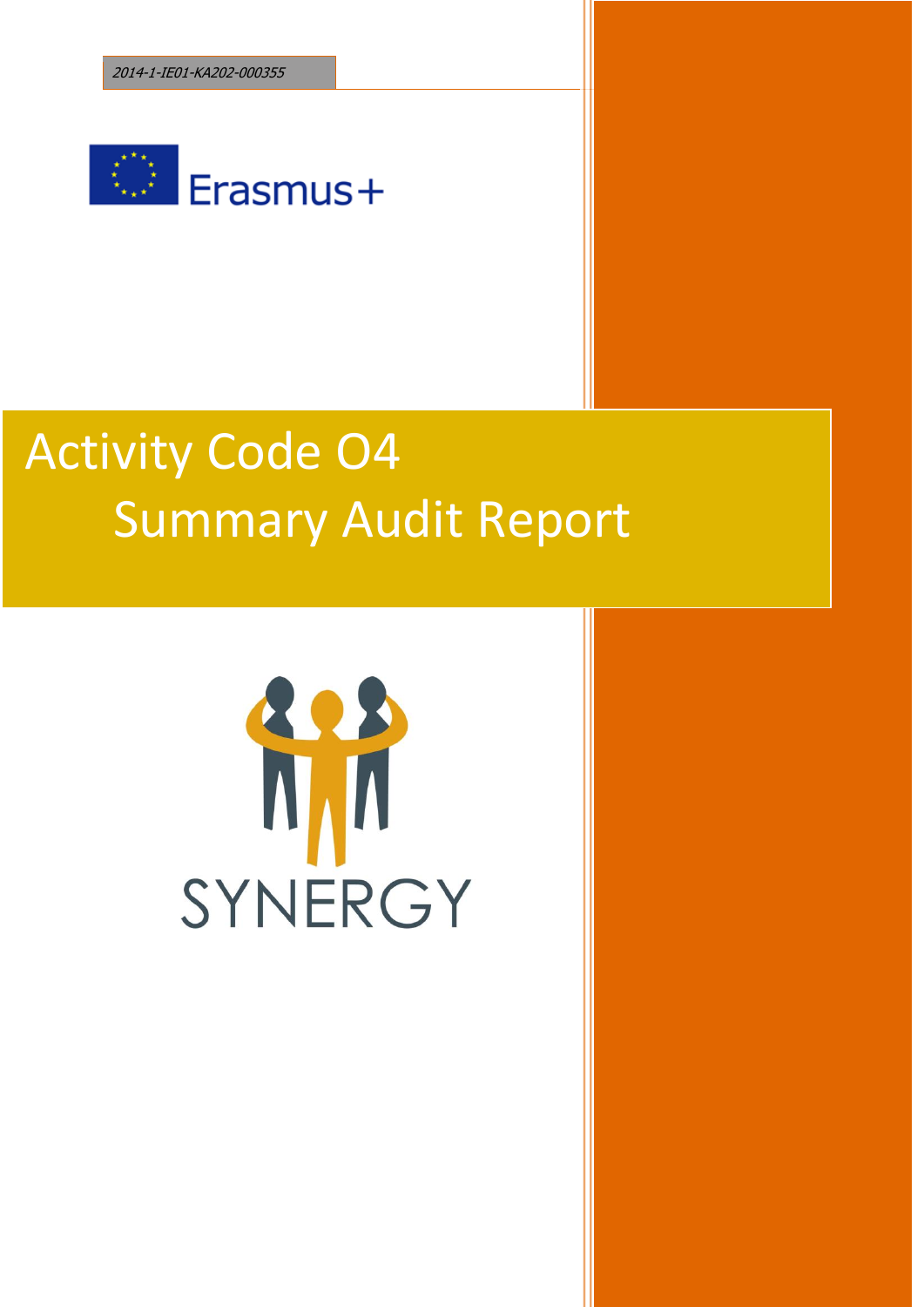2014-1-IE01-KA202-000355

Erasmus+

# Activity Code O4
# Summary Audit Report

SYNERGY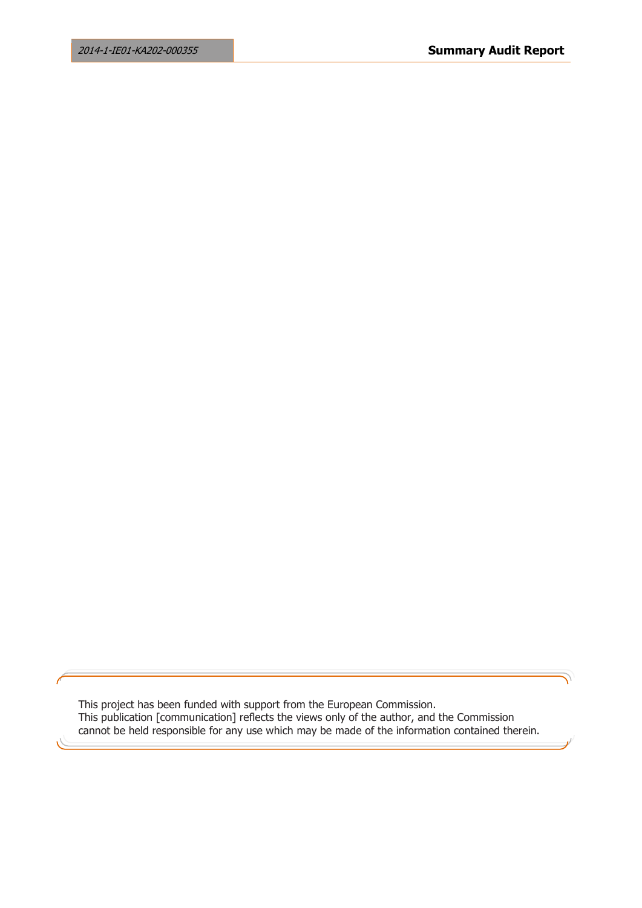This project has been funded with support from the European Commission.
This publication [communication] reflects the views only of the author, and the Commission cannot be held responsible for any use which may be made of the information contained therein.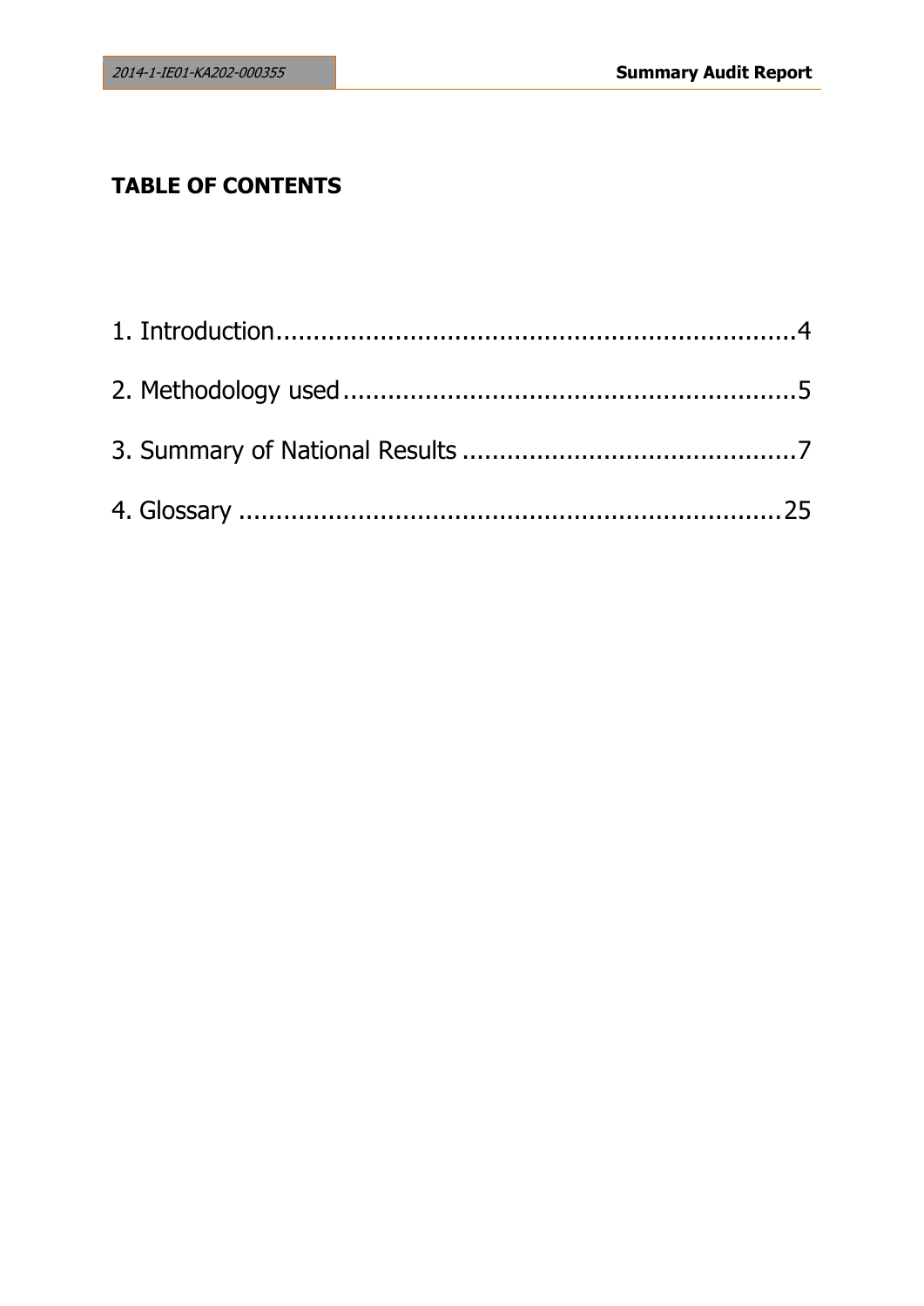# TABLE OF CONTENTS

1. Introduction....................................................................4

2. Methodology used...........................................................5

3. Summary of National Results ...........................................7

4. Glossary ......................................................................25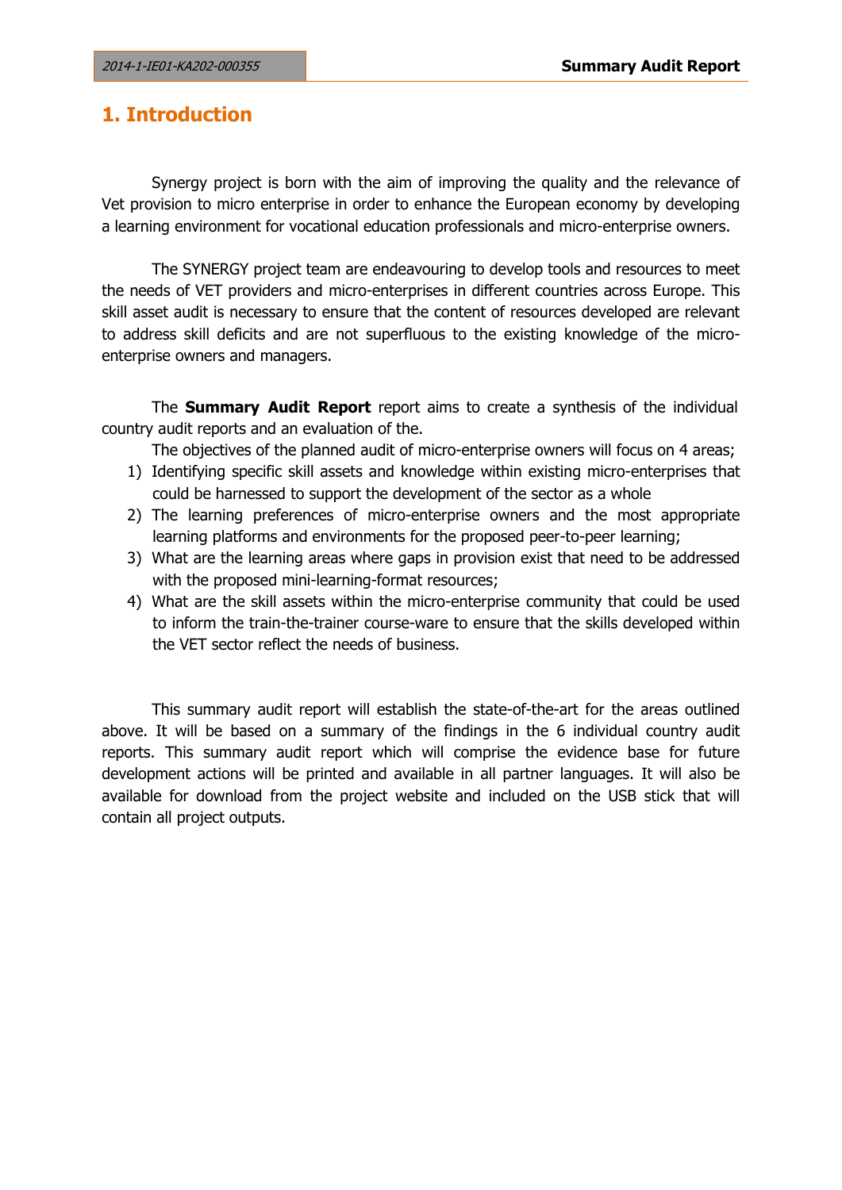# 1. Introduction

Synergy project is born with the aim of improving the quality and the relevance of Vet provision to micro enterprise in order to enhance the European economy by developing a learning environment for vocational education professionals and micro-enterprise owners.

The SYNERGY project team are endeavouring to develop tools and resources to meet the needs of VET providers and micro-enterprises in different countries across Europe. This skill asset audit is necessary to ensure that the content of resources developed are relevant to address skill deficits and are not superfluous to the existing knowledge of the micro-enterprise owners and managers.

The **Summary Audit Report** report aims to create a synthesis of the individual country audit reports and an evaluation of the.

The objectives of the planned audit of micro-enterprise owners will focus on 4 areas;

1) Identifying specific skill assets and knowledge within existing micro-enterprises that could be harnessed to support the development of the sector as a whole
2) The learning preferences of micro-enterprise owners and the most appropriate learning platforms and environments for the proposed peer-to-peer learning;
3) What are the learning areas where gaps in provision exist that need to be addressed with the proposed mini-learning-format resources;
4) What are the skill assets within the micro-enterprise community that could be used to inform the train-the-trainer course-ware to ensure that the skills developed within the VET sector reflect the needs of business.

This summary audit report will establish the state-of-the-art for the areas outlined above. It will be based on a summary of the findings in the 6 individual country audit reports. This summary audit report which will comprise the evidence base for future development actions will be printed and available in all partner languages. It will also be available for download from the project website and included on the USB stick that will contain all project outputs.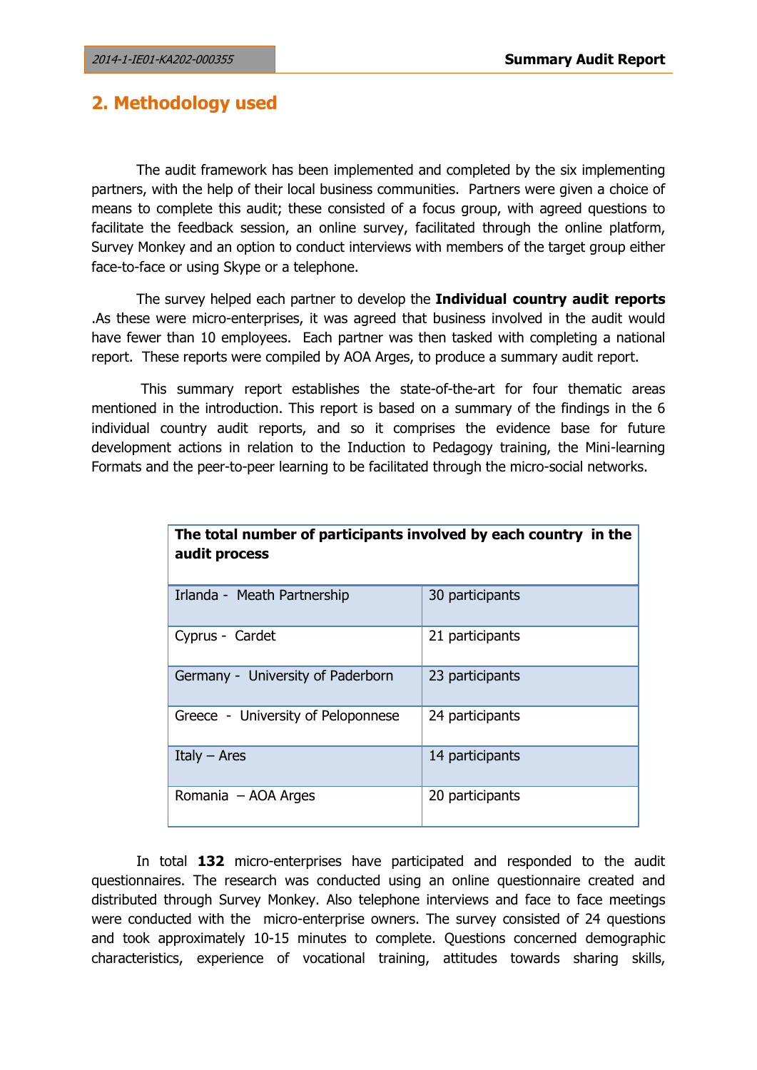## 2. Methodology used

The audit framework has been implemented and completed by the six implementing partners, with the help of their local business communities. Partners were given a choice of means to complete this audit; these consisted of a focus group, with agreed questions to facilitate the feedback session, an online survey, facilitated through the online platform, Survey Monkey and an option to conduct interviews with members of the target group either face-to-face or using Skype or a telephone.

The survey helped each partner to develop the **Individual country audit reports** .As these were micro-enterprises, it was agreed that business involved in the audit would have fewer than 10 employees. Each partner was then tasked with completing a national report. These reports were compiled by AOA Arges, to produce a summary audit report.

This summary report establishes the state-of-the-art for four thematic areas mentioned in the introduction. This report is based on a summary of the findings in the 6 individual country audit reports, and so it comprises the evidence base for future development actions in relation to the Induction to Pedagogy training, the Mini-learning Formats and the peer-to-peer learning to be facilitated through the micro-social networks.

| **The total number of participants involved by each country in the audit process** | |
|---|---|
| Irlanda - Meath Partnership | 30 participants |
| Cyprus - Cardet | 21 participants |
| Germany - University of Paderborn | 23 participants |
| Greece - University of Peloponnese | 24 participants |
| Italy – Ares | 14 participants |
| Romania – AOA Arges | 20 participants |

In total **132** micro-enterprises have participated and responded to the audit questionnaires. The research was conducted using an online questionnaire created and distributed through Survey Monkey. Also telephone interviews and face to face meetings were conducted with the micro-enterprise owners. The survey consisted of 24 questions and took approximately 10-15 minutes to complete. Questions concerned demographic characteristics, experience of vocational training, attitudes towards sharing skills,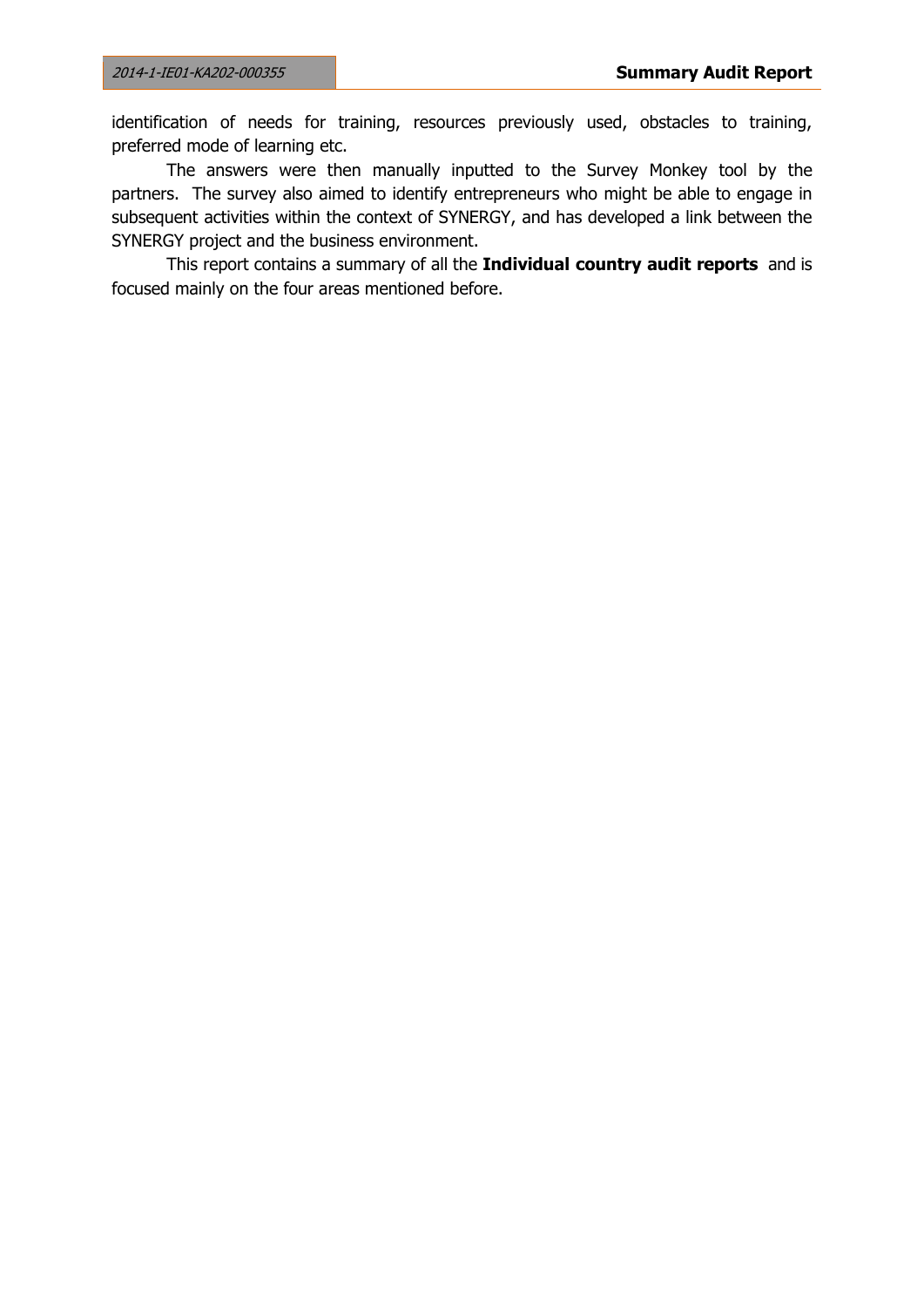identification of needs for training, resources previously used, obstacles to training, preferred mode of learning etc.

The answers were then manually inputted to the Survey Monkey tool by the partners. The survey also aimed to identify entrepreneurs who might be able to engage in subsequent activities within the context of SYNERGY, and has developed a link between the SYNERGY project and the business environment.

This report contains a summary of all the **Individual country audit reports** and is focused mainly on the four areas mentioned before.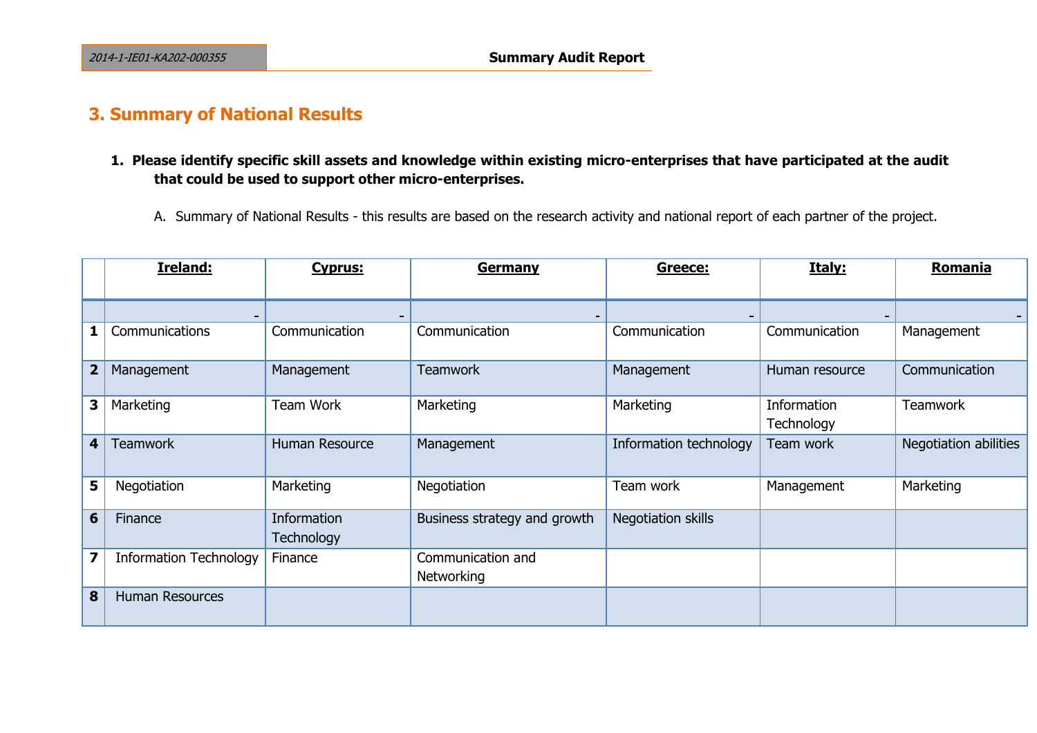## 3. Summary of National Results

1. **Please identify specific skill assets and knowledge within existing micro-enterprises that have participated at the audit that could be used to support other micro-enterprises.**

   A. Summary of National Results - this results are based on the research activity and national report of each partner of the project.

| | **Ireland:** | **Cyprus:** | **Germany** | **Greece:** | **Italy:** | **Romania** |
|---|---|---|---|---|---|---|
| | - | - | - | - | - | - |
| **1** | Communications | Communication | Communication | Communication | Communication | Management |
| **2** | Management | Management | Teamwork | Management | Human resource | Communication |
| **3** | Marketing | Team Work | Marketing | Marketing | Information Technology | Teamwork |
| **4** | Teamwork | Human Resource | Management | Information technology | Team work | Negotiation abilities |
| **5** | Negotiation | Marketing | Negotiation | Team work | Management | Marketing |
| **6** | Finance | Information Technology | Business strategy and growth | Negotiation skills | | |
| **7** | Information Technology | Finance | Communication and Networking | | | |
| **8** | Human Resources | | | | | |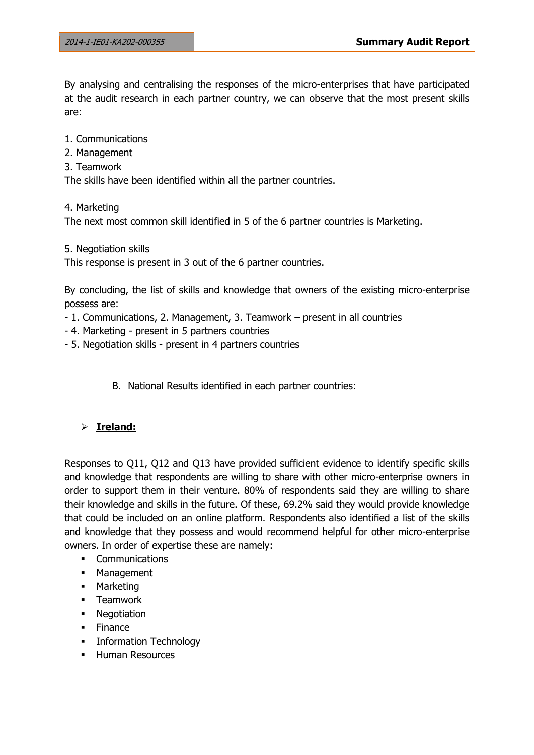By analysing and centralising the responses of the micro-enterprises that have participated at the audit research in each partner country, we can observe that the most present skills are:

1. Communications
2. Management
3. Teamwork

The skills have been identified within all the partner countries.

4. Marketing

The next most common skill identified in 5 of the 6 partner countries is Marketing.

5. Negotiation skills

This response is present in 3 out of the 6 partner countries.

By concluding, the list of skills and knowledge that owners of the existing micro-enterprise possess are:

- 1. Communications, 2. Management, 3. Teamwork – present in all countries
- 4. Marketing - present in 5 partners countries
- 5. Negotiation skills - present in 4 partners countries

B. National Results identified in each partner countries:

- **<u>Ireland:</u>**

Responses to Q11, Q12 and Q13 have provided sufficient evidence to identify specific skills and knowledge that respondents are willing to share with other micro-enterprise owners in order to support them in their venture. 80% of respondents said they are willing to share their knowledge and skills in the future. Of these, 69.2% said they would provide knowledge that could be included on an online platform. Respondents also identified a list of the skills and knowledge that they possess and would recommend helpful for other micro-enterprise owners. In order of expertise these are namely:

- Communications
- Management
- Marketing
- Teamwork
- Negotiation
- Finance
- Information Technology
- Human Resources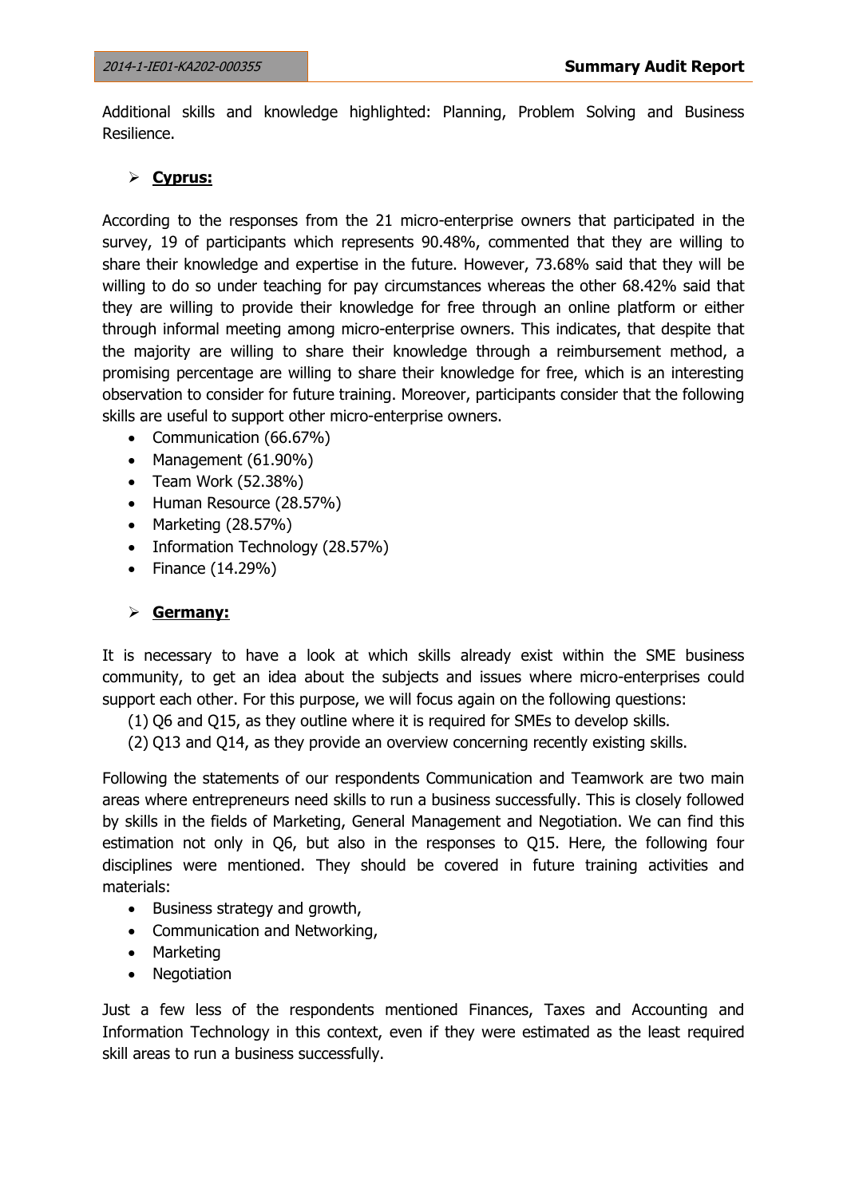Additional skills and knowledge highlighted: Planning, Problem Solving and Business Resilience.

- **Cyprus:**

According to the responses from the 21 micro-enterprise owners that participated in the survey, 19 of participants which represents 90.48%, commented that they are willing to share their knowledge and expertise in the future. However, 73.68% said that they will be willing to do so under teaching for pay circumstances whereas the other 68.42% said that they are willing to provide their knowledge for free through an online platform or either through informal meeting among micro-enterprise owners. This indicates, that despite that the majority are willing to share their knowledge through a reimbursement method, a promising percentage are willing to share their knowledge for free, which is an interesting observation to consider for future training. Moreover, participants consider that the following skills are useful to support other micro-enterprise owners.

- Communication (66.67%)
- Management (61.90%)
- Team Work (52.38%)
- Human Resource (28.57%)
- Marketing (28.57%)
- Information Technology (28.57%)
- Finance (14.29%)

- **Germany:**

It is necessary to have a look at which skills already exist within the SME business community, to get an idea about the subjects and issues where micro-enterprises could support each other. For this purpose, we will focus again on the following questions:

(1) Q6 and Q15, as they outline where it is required for SMEs to develop skills.
(2) Q13 and Q14, as they provide an overview concerning recently existing skills.

Following the statements of our respondents Communication and Teamwork are two main areas where entrepreneurs need skills to run a business successfully. This is closely followed by skills in the fields of Marketing, General Management and Negotiation. We can find this estimation not only in Q6, but also in the responses to Q15. Here, the following four disciplines were mentioned. They should be covered in future training activities and materials:

- Business strategy and growth,
- Communication and Networking,
- Marketing
- Negotiation

Just a few less of the respondents mentioned Finances, Taxes and Accounting and Information Technology in this context, even if they were estimated as the least required skill areas to run a business successfully.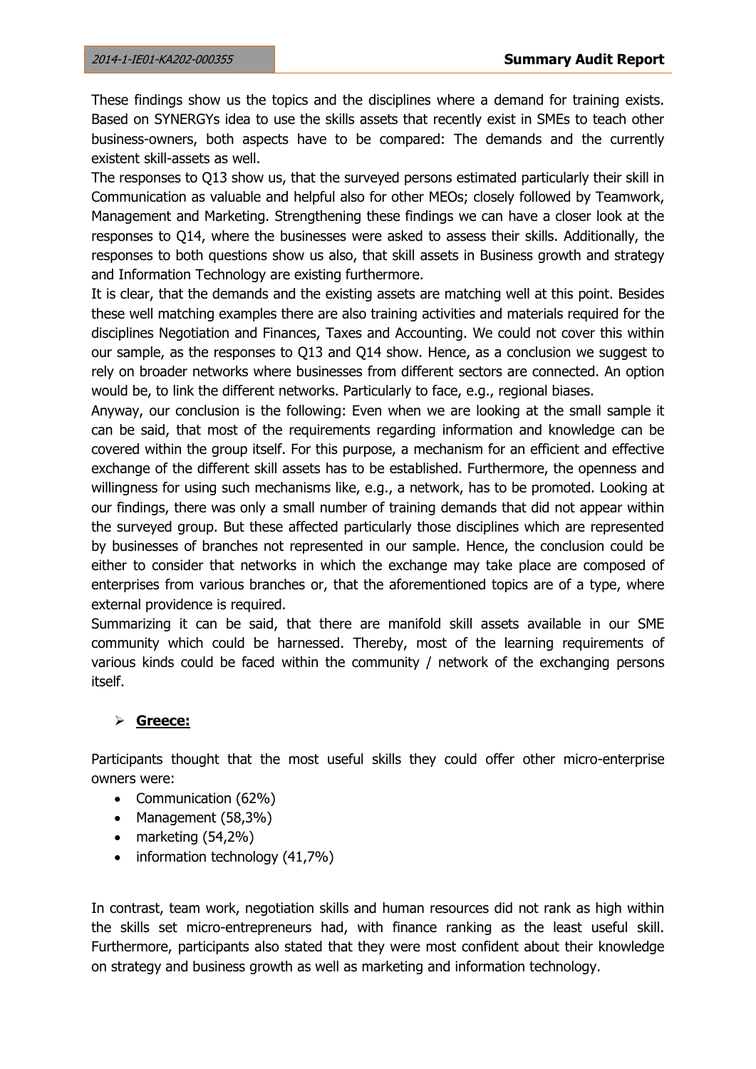These findings show us the topics and the disciplines where a demand for training exists. Based on SYNERGYs idea to use the skills assets that recently exist in SMEs to teach other business-owners, both aspects have to be compared: The demands and the currently existent skill-assets as well.

The responses to Q13 show us, that the surveyed persons estimated particularly their skill in Communication as valuable and helpful also for other MEOs; closely followed by Teamwork, Management and Marketing. Strengthening these findings we can have a closer look at the responses to Q14, where the businesses were asked to assess their skills. Additionally, the responses to both questions show us also, that skill assets in Business growth and strategy and Information Technology are existing furthermore.

It is clear, that the demands and the existing assets are matching well at this point. Besides these well matching examples there are also training activities and materials required for the disciplines Negotiation and Finances, Taxes and Accounting. We could not cover this within our sample, as the responses to Q13 and Q14 show. Hence, as a conclusion we suggest to rely on broader networks where businesses from different sectors are connected. An option would be, to link the different networks. Particularly to face, e.g., regional biases.

Anyway, our conclusion is the following: Even when we are looking at the small sample it can be said, that most of the requirements regarding information and knowledge can be covered within the group itself. For this purpose, a mechanism for an efficient and effective exchange of the different skill assets has to be established. Furthermore, the openness and willingness for using such mechanisms like, e.g., a network, has to be promoted. Looking at our findings, there was only a small number of training demands that did not appear within the surveyed group. But these affected particularly those disciplines which are represented by businesses of branches not represented in our sample. Hence, the conclusion could be either to consider that networks in which the exchange may take place are composed of enterprises from various branches or, that the aforementioned topics are of a type, where external providence is required.

Summarizing it can be said, that there are manifold skill assets available in our SME community which could be harnessed. Thereby, most of the learning requirements of various kinds could be faced within the community / network of the exchanging persons itself.

- **Greece:**

Participants thought that the most useful skills they could offer other micro-enterprise owners were:

- Communication (62%)
- Management (58,3%)
- marketing (54,2%)
- information technology (41,7%)

In contrast, team work, negotiation skills and human resources did not rank as high within the skills set micro-entrepreneurs had, with finance ranking as the least useful skill. Furthermore, participants also stated that they were most confident about their knowledge on strategy and business growth as well as marketing and information technology.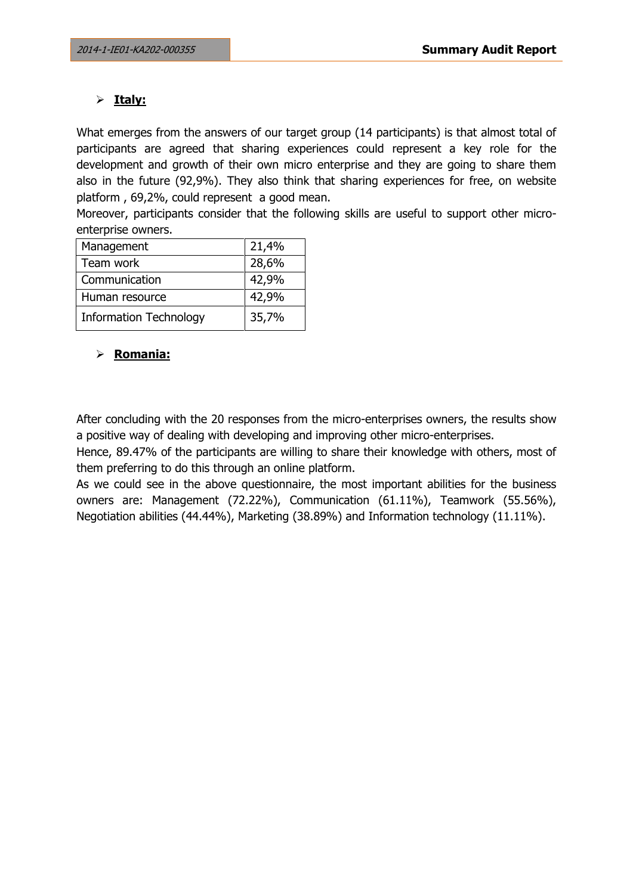- **Italy:**

What emerges from the answers of our target group (14 participants) is that almost total of participants are agreed that sharing experiences could represent a key role for the development and growth of their own micro enterprise and they are going to share them also in the future (92,9%). They also think that sharing experiences for free, on website platform , 69,2%, could represent a good mean.
Moreover, participants consider that the following skills are useful to support other micro-enterprise owners.

| Management | 21,4% |
|---|---|
| Team work | 28,6% |
| Communication | 42,9% |
| Human resource | 42,9% |
| Information Technology | 35,7% |

- **Romania:**

After concluding with the 20 responses from the micro-enterprises owners, the results show a positive way of dealing with developing and improving other micro-enterprises.
Hence, 89.47% of the participants are willing to share their knowledge with others, most of them preferring to do this through an online platform.
As we could see in the above questionnaire, the most important abilities for the business owners are: Management (72.22%), Communication (61.11%), Teamwork (55.56%), Negotiation abilities (44.44%), Marketing (38.89%) and Information technology (11.11%).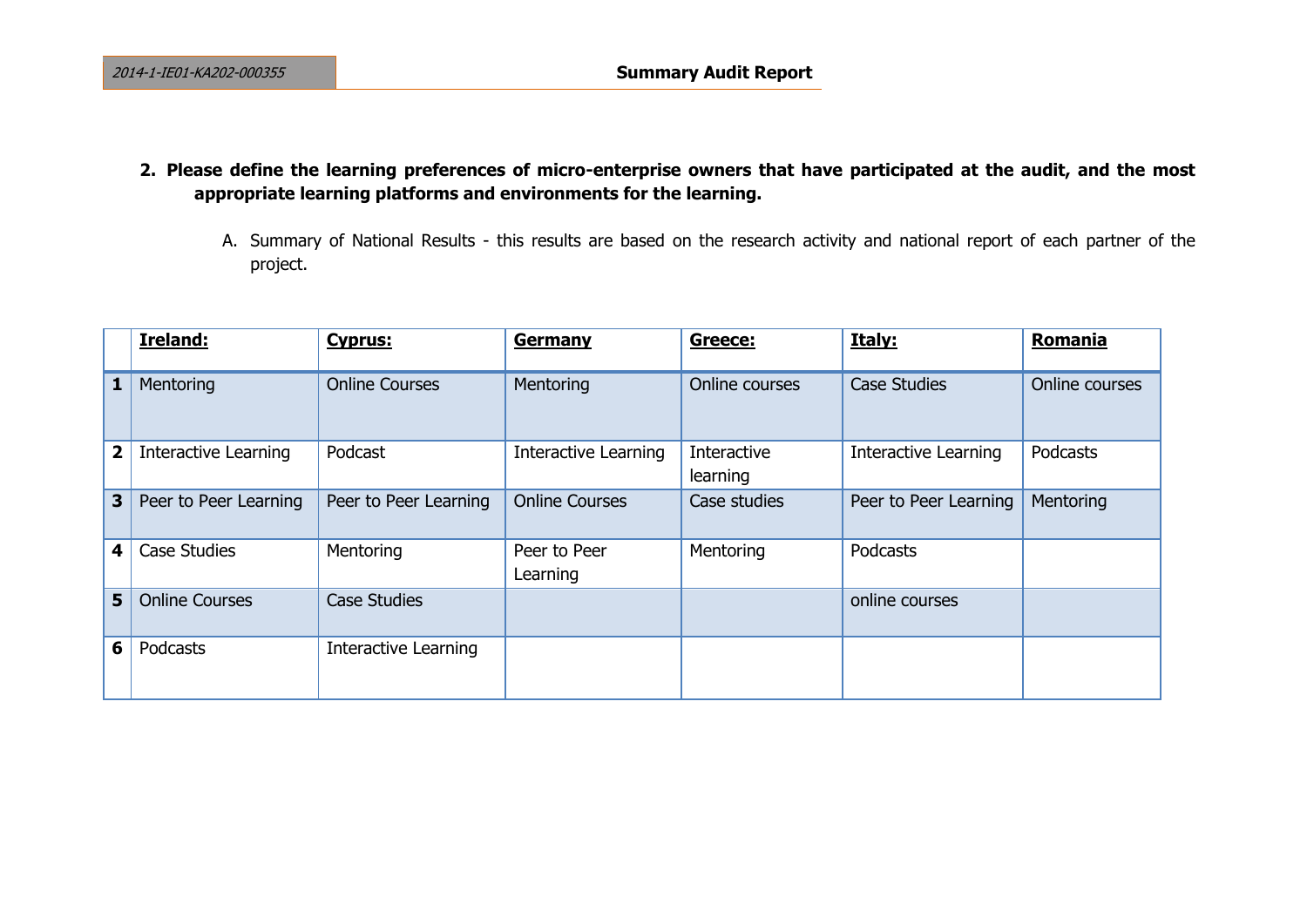2. **Please define the learning preferences of micro-enterprise owners that have participated at the audit, and the most appropriate learning platforms and environments for the learning.**

   A. Summary of National Results - this results are based on the research activity and national report of each partner of the project.

| | **Ireland:** | **Cyprus:** | **Germany** | **Greece:** | **Italy:** | **Romania** |
|---|---|---|---|---|---|---|
| **1** | Mentoring | Online Courses | Mentoring | Online courses | Case Studies | Online courses |
| **2** | Interactive Learning | Podcast | Interactive Learning | Interactive learning | Interactive Learning | Podcasts |
| **3** | Peer to Peer Learning | Peer to Peer Learning | Online Courses | Case studies | Peer to Peer Learning | Mentoring |
| **4** | Case Studies | Mentoring | Peer to Peer Learning | Mentoring | Podcasts | |
| **5** | Online Courses | Case Studies | | | online courses | |
| **6** | Podcasts | Interactive Learning | | | | |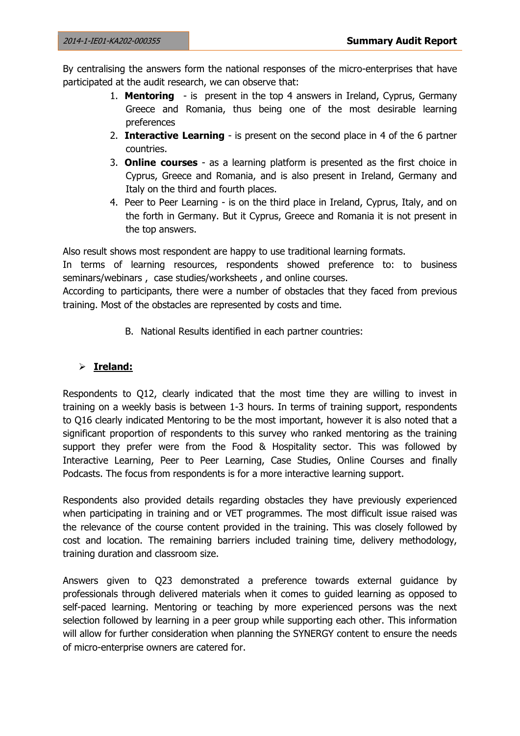By centralising the answers form the national responses of the micro-enterprises that have participated at the audit research, we can observe that:

1. **Mentoring** - is present in the top 4 answers in Ireland, Cyprus, Germany Greece and Romania, thus being one of the most desirable learning preferences
2. **Interactive Learning** - is present on the second place in 4 of the 6 partner countries.
3. **Online courses** - as a learning platform is presented as the first choice in Cyprus, Greece and Romania, and is also present in Ireland, Germany and Italy on the third and fourth places.
4. Peer to Peer Learning - is on the third place in Ireland, Cyprus, Italy, and on the forth in Germany. But it Cyprus, Greece and Romania it is not present in the top answers.

Also result shows most respondent are happy to use traditional learning formats.
In terms of learning resources, respondents showed preference to: to business seminars/webinars , case studies/worksheets , and online courses.
According to participants, there were a number of obstacles that they faced from previous training. Most of the obstacles are represented by costs and time.

B. National Results identified in each partner countries:

- **Ireland:**

Respondents to Q12, clearly indicated that the most time they are willing to invest in training on a weekly basis is between 1-3 hours. In terms of training support, respondents to Q16 clearly indicated Mentoring to be the most important, however it is also noted that a significant proportion of respondents to this survey who ranked mentoring as the training support they prefer were from the Food & Hospitality sector. This was followed by Interactive Learning, Peer to Peer Learning, Case Studies, Online Courses and finally Podcasts. The focus from respondents is for a more interactive learning support.

Respondents also provided details regarding obstacles they have previously experienced when participating in training and or VET programmes. The most difficult issue raised was the relevance of the course content provided in the training. This was closely followed by cost and location. The remaining barriers included training time, delivery methodology, training duration and classroom size.

Answers given to Q23 demonstrated a preference towards external guidance by professionals through delivered materials when it comes to guided learning as opposed to self-paced learning. Mentoring or teaching by more experienced persons was the next selection followed by learning in a peer group while supporting each other. This information will allow for further consideration when planning the SYNERGY content to ensure the needs of micro-enterprise owners are catered for.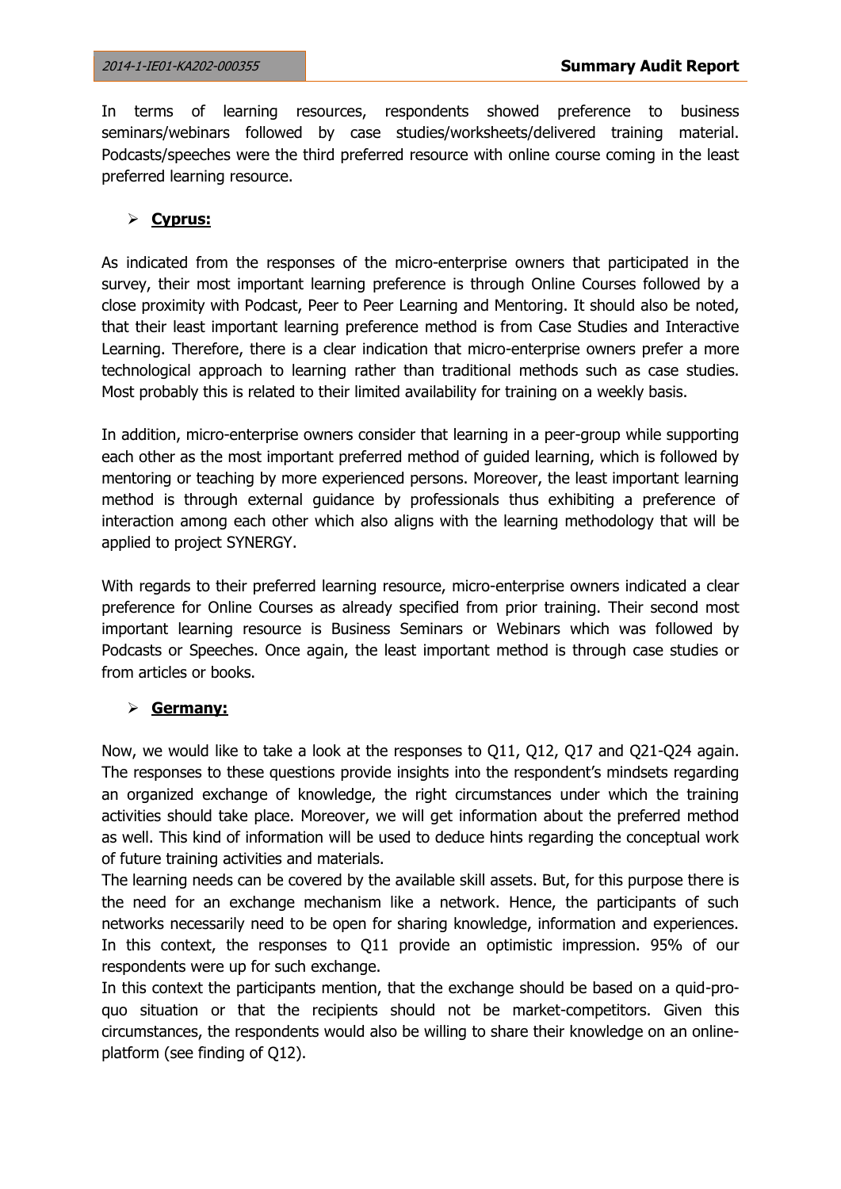In terms of learning resources, respondents showed preference to business seminars/webinars followed by case studies/worksheets/delivered training material. Podcasts/speeches were the third preferred resource with online course coming in the least preferred learning resource.

- **Cyprus:**

As indicated from the responses of the micro-enterprise owners that participated in the survey, their most important learning preference is through Online Courses followed by a close proximity with Podcast, Peer to Peer Learning and Mentoring. It should also be noted, that their least important learning preference method is from Case Studies and Interactive Learning. Therefore, there is a clear indication that micro-enterprise owners prefer a more technological approach to learning rather than traditional methods such as case studies. Most probably this is related to their limited availability for training on a weekly basis.

In addition, micro-enterprise owners consider that learning in a peer-group while supporting each other as the most important preferred method of guided learning, which is followed by mentoring or teaching by more experienced persons. Moreover, the least important learning method is through external guidance by professionals thus exhibiting a preference of interaction among each other which also aligns with the learning methodology that will be applied to project SYNERGY.

With regards to their preferred learning resource, micro-enterprise owners indicated a clear preference for Online Courses as already specified from prior training. Their second most important learning resource is Business Seminars or Webinars which was followed by Podcasts or Speeches. Once again, the least important method is through case studies or from articles or books.

- **Germany:**

Now, we would like to take a look at the responses to Q11, Q12, Q17 and Q21-Q24 again. The responses to these questions provide insights into the respondent's mindsets regarding an organized exchange of knowledge, the right circumstances under which the training activities should take place. Moreover, we will get information about the preferred method as well. This kind of information will be used to deduce hints regarding the conceptual work of future training activities and materials.

The learning needs can be covered by the available skill assets. But, for this purpose there is the need for an exchange mechanism like a network. Hence, the participants of such networks necessarily need to be open for sharing knowledge, information and experiences. In this context, the responses to Q11 provide an optimistic impression. 95% of our respondents were up for such exchange.

In this context the participants mention, that the exchange should be based on a quid-pro-quo situation or that the recipients should not be market-competitors. Given this circumstances, the respondents would also be willing to share their knowledge on an online-platform (see finding of Q12).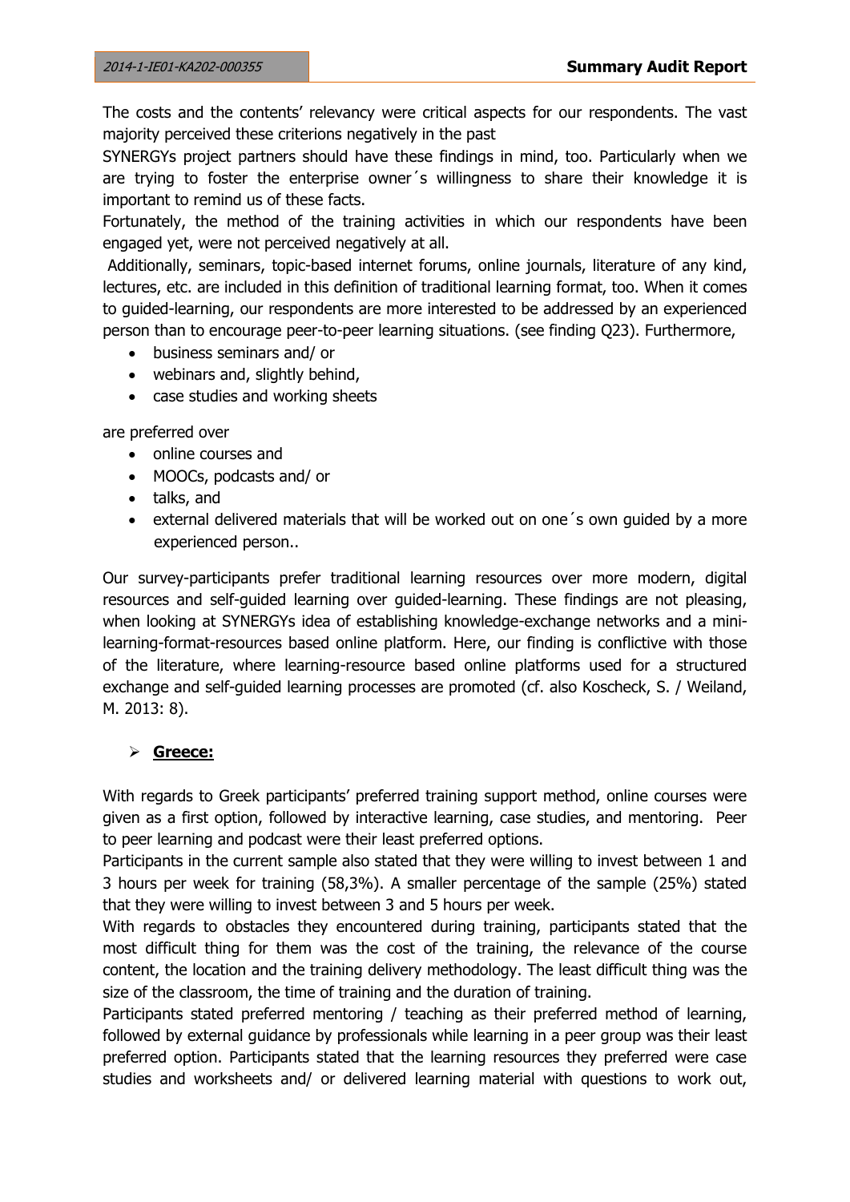The costs and the contents' relevancy were critical aspects for our respondents. The vast majority perceived these criterions negatively in the past

SYNERGYs project partners should have these findings in mind, too. Particularly when we are trying to foster the enterprise owner´s willingness to share their knowledge it is important to remind us of these facts.

Fortunately, the method of the training activities in which our respondents have been engaged yet, were not perceived negatively at all.

Additionally, seminars, topic-based internet forums, online journals, literature of any kind, lectures, etc. are included in this definition of traditional learning format, too. When it comes to guided-learning, our respondents are more interested to be addressed by an experienced person than to encourage peer-to-peer learning situations. (see finding Q23). Furthermore,

- business seminars and/ or
- webinars and, slightly behind,
- case studies and working sheets

are preferred over

- online courses and
- MOOCs, podcasts and/ or
- talks, and
- external delivered materials that will be worked out on one´s own guided by a more experienced person..

Our survey-participants prefer traditional learning resources over more modern, digital resources and self-guided learning over guided-learning. These findings are not pleasing, when looking at SYNERGYs idea of establishing knowledge-exchange networks and a mini-learning-format-resources based online platform. Here, our finding is conflictive with those of the literature, where learning-resource based online platforms used for a structured exchange and self-guided learning processes are promoted (cf. also Koscheck, S. / Weiland, M. 2013: 8).

- **Greece:**

With regards to Greek participants' preferred training support method, online courses were given as a first option, followed by interactive learning, case studies, and mentoring. Peer to peer learning and podcast were their least preferred options.

Participants in the current sample also stated that they were willing to invest between 1 and 3 hours per week for training (58,3%). A smaller percentage of the sample (25%) stated that they were willing to invest between 3 and 5 hours per week.

With regards to obstacles they encountered during training, participants stated that the most difficult thing for them was the cost of the training, the relevance of the course content, the location and the training delivery methodology. The least difficult thing was the size of the classroom, the time of training and the duration of training.

Participants stated preferred mentoring / teaching as their preferred method of learning, followed by external guidance by professionals while learning in a peer group was their least preferred option. Participants stated that the learning resources they preferred were case studies and worksheets and/ or delivered learning material with questions to work out,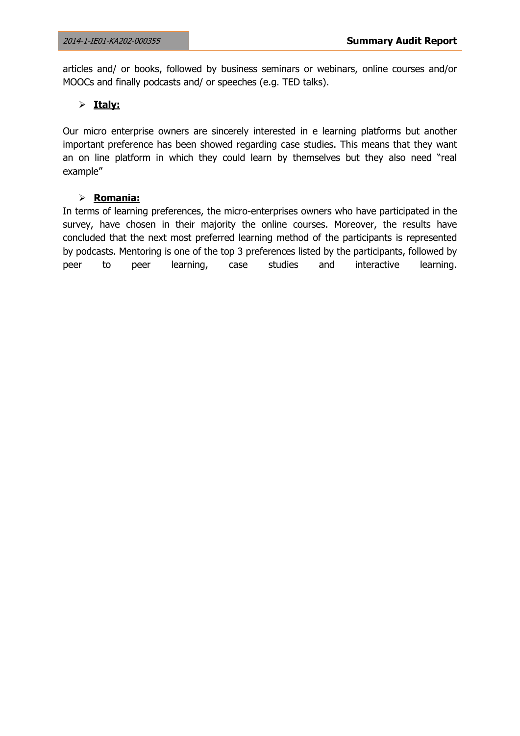articles and/ or books, followed by business seminars or webinars, online courses and/or MOOCs and finally podcasts and/ or speeches (e.g. TED talks).

- **Italy:**

Our micro enterprise owners are sincerely interested in e learning platforms but another important preference has been showed regarding case studies. This means that they want an on line platform in which they could learn by themselves but they also need "real example"

- **Romania:**

In terms of learning preferences, the micro-enterprises owners who have participated in the survey, have chosen in their majority the online courses. Moreover, the results have concluded that the next most preferred learning method of the participants is represented by podcasts. Mentoring is one of the top 3 preferences listed by the participants, followed by peer to peer learning, case studies and interactive learning.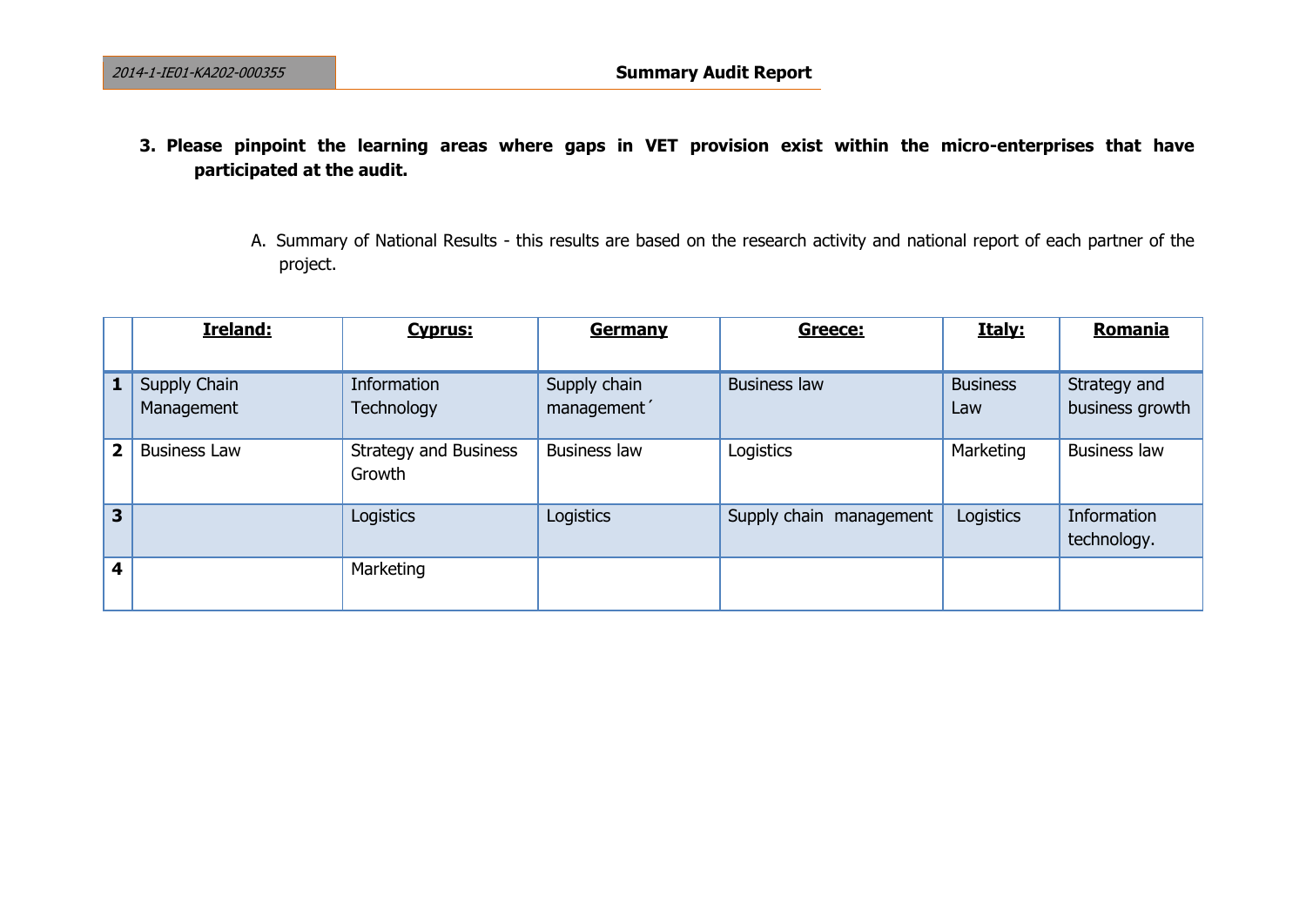**3. Please pinpoint the learning areas where gaps in VET provision exist within the micro-enterprises that have participated at the audit.**

A. Summary of National Results - this results are based on the research activity and national report of each partner of the project.

| | **Ireland:** | **Cyprus:** | **Germany** | **Greece:** | **Italy:** | **Romania** |
|---|---|---|---|---|---|---|
| **1** | Supply Chain Management | Information Technology | Supply chain management´ | Business law | Business Law | Strategy and business growth |
| **2** | Business Law | Strategy and Business Growth | Business law | Logistics | Marketing | Business law |
| **3** | | Logistics | Logistics | Supply chain management | Logistics | Information technology. |
| **4** | | Marketing | | | | |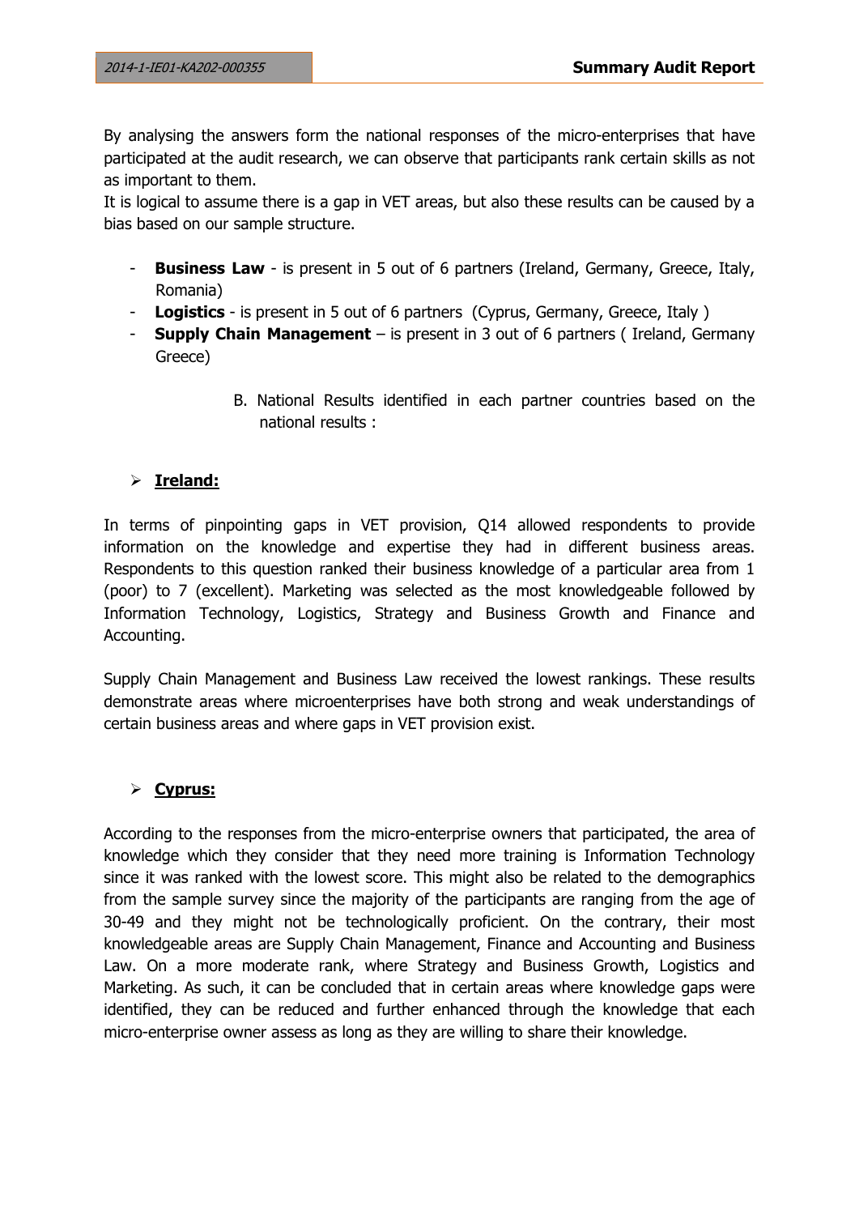By analysing the answers form the national responses of the micro-enterprises that have participated at the audit research, we can observe that participants rank certain skills as not as important to them.

It is logical to assume there is a gap in VET areas, but also these results can be caused by a bias based on our sample structure.

- **Business Law** - is present in 5 out of 6 partners (Ireland, Germany, Greece, Italy, Romania)
- **Logistics** - is present in 5 out of 6 partners (Cyprus, Germany, Greece, Italy )
- **Supply Chain Management** – is present in 3 out of 6 partners ( Ireland, Germany Greece)

B. National Results identified in each partner countries based on the national results :

- **Ireland:**

In terms of pinpointing gaps in VET provision, Q14 allowed respondents to provide information on the knowledge and expertise they had in different business areas. Respondents to this question ranked their business knowledge of a particular area from 1 (poor) to 7 (excellent). Marketing was selected as the most knowledgeable followed by Information Technology, Logistics, Strategy and Business Growth and Finance and Accounting.

Supply Chain Management and Business Law received the lowest rankings. These results demonstrate areas where microenterprises have both strong and weak understandings of certain business areas and where gaps in VET provision exist.

- **Cyprus:**

According to the responses from the micro-enterprise owners that participated, the area of knowledge which they consider that they need more training is Information Technology since it was ranked with the lowest score. This might also be related to the demographics from the sample survey since the majority of the participants are ranging from the age of 30-49 and they might not be technologically proficient. On the contrary, their most knowledgeable areas are Supply Chain Management, Finance and Accounting and Business Law. On a more moderate rank, where Strategy and Business Growth, Logistics and Marketing. As such, it can be concluded that in certain areas where knowledge gaps were identified, they can be reduced and further enhanced through the knowledge that each micro-enterprise owner assess as long as they are willing to share their knowledge.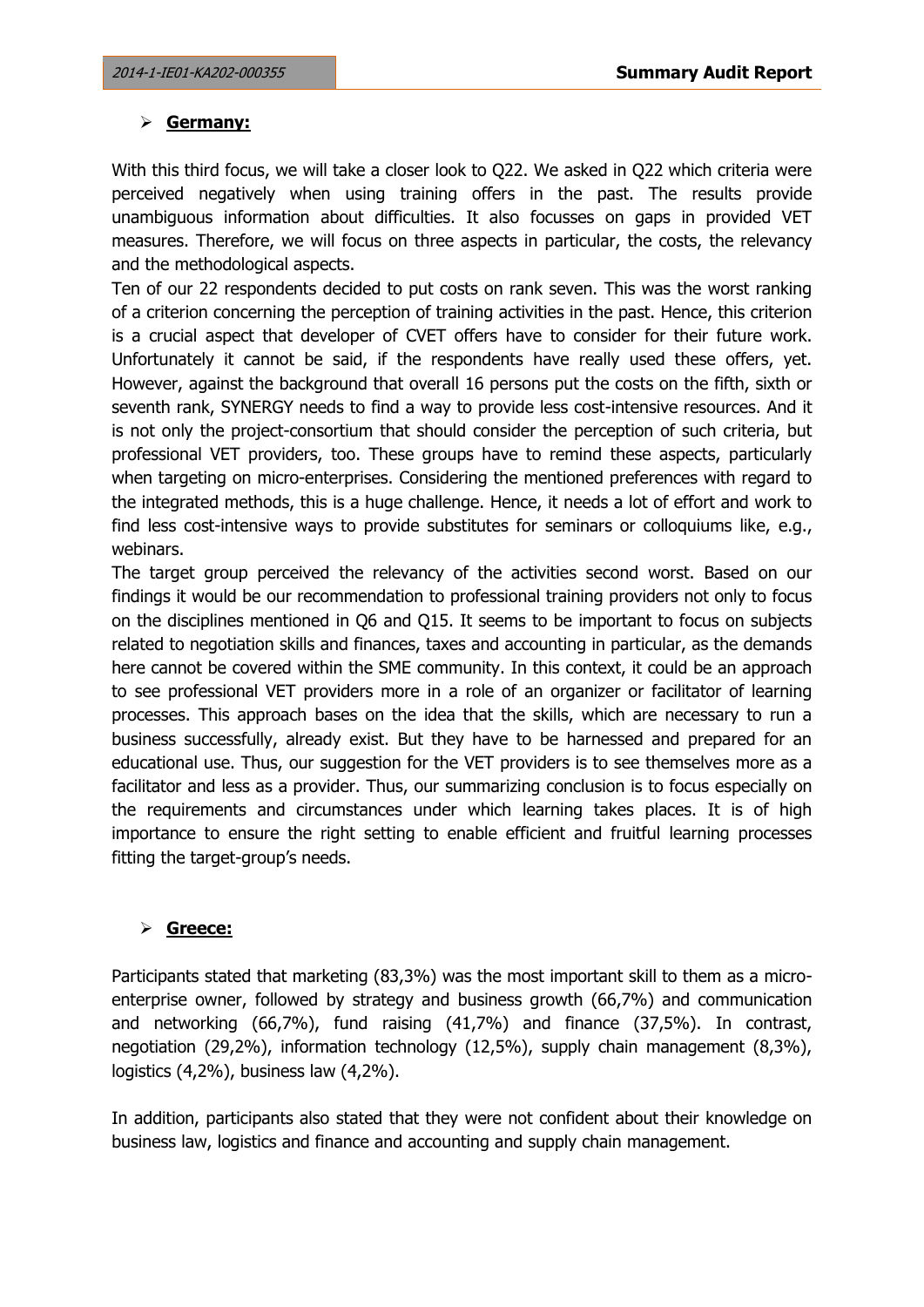- **Germany:**

With this third focus, we will take a closer look to Q22. We asked in Q22 which criteria were perceived negatively when using training offers in the past. The results provide unambiguous information about difficulties. It also focusses on gaps in provided VET measures. Therefore, we will focus on three aspects in particular, the costs, the relevancy and the methodological aspects.

Ten of our 22 respondents decided to put costs on rank seven. This was the worst ranking of a criterion concerning the perception of training activities in the past. Hence, this criterion is a crucial aspect that developer of CVET offers have to consider for their future work. Unfortunately it cannot be said, if the respondents have really used these offers, yet. However, against the background that overall 16 persons put the costs on the fifth, sixth or seventh rank, SYNERGY needs to find a way to provide less cost-intensive resources. And it is not only the project-consortium that should consider the perception of such criteria, but professional VET providers, too. These groups have to remind these aspects, particularly when targeting on micro-enterprises. Considering the mentioned preferences with regard to the integrated methods, this is a huge challenge. Hence, it needs a lot of effort and work to find less cost-intensive ways to provide substitutes for seminars or colloquiums like, e.g., webinars.

The target group perceived the relevancy of the activities second worst. Based on our findings it would be our recommendation to professional training providers not only to focus on the disciplines mentioned in Q6 and Q15. It seems to be important to focus on subjects related to negotiation skills and finances, taxes and accounting in particular, as the demands here cannot be covered within the SME community. In this context, it could be an approach to see professional VET providers more in a role of an organizer or facilitator of learning processes. This approach bases on the idea that the skills, which are necessary to run a business successfully, already exist. But they have to be harnessed and prepared for an educational use. Thus, our suggestion for the VET providers is to see themselves more as a facilitator and less as a provider. Thus, our summarizing conclusion is to focus especially on the requirements and circumstances under which learning takes places. It is of high importance to ensure the right setting to enable efficient and fruitful learning processes fitting the target-group's needs.

- **Greece:**

Participants stated that marketing (83,3%) was the most important skill to them as a micro-enterprise owner, followed by strategy and business growth (66,7%) and communication and networking (66,7%), fund raising (41,7%) and finance (37,5%). In contrast, negotiation (29,2%), information technology (12,5%), supply chain management (8,3%), logistics (4,2%), business law (4,2%).

In addition, participants also stated that they were not confident about their knowledge on business law, logistics and finance and accounting and supply chain management.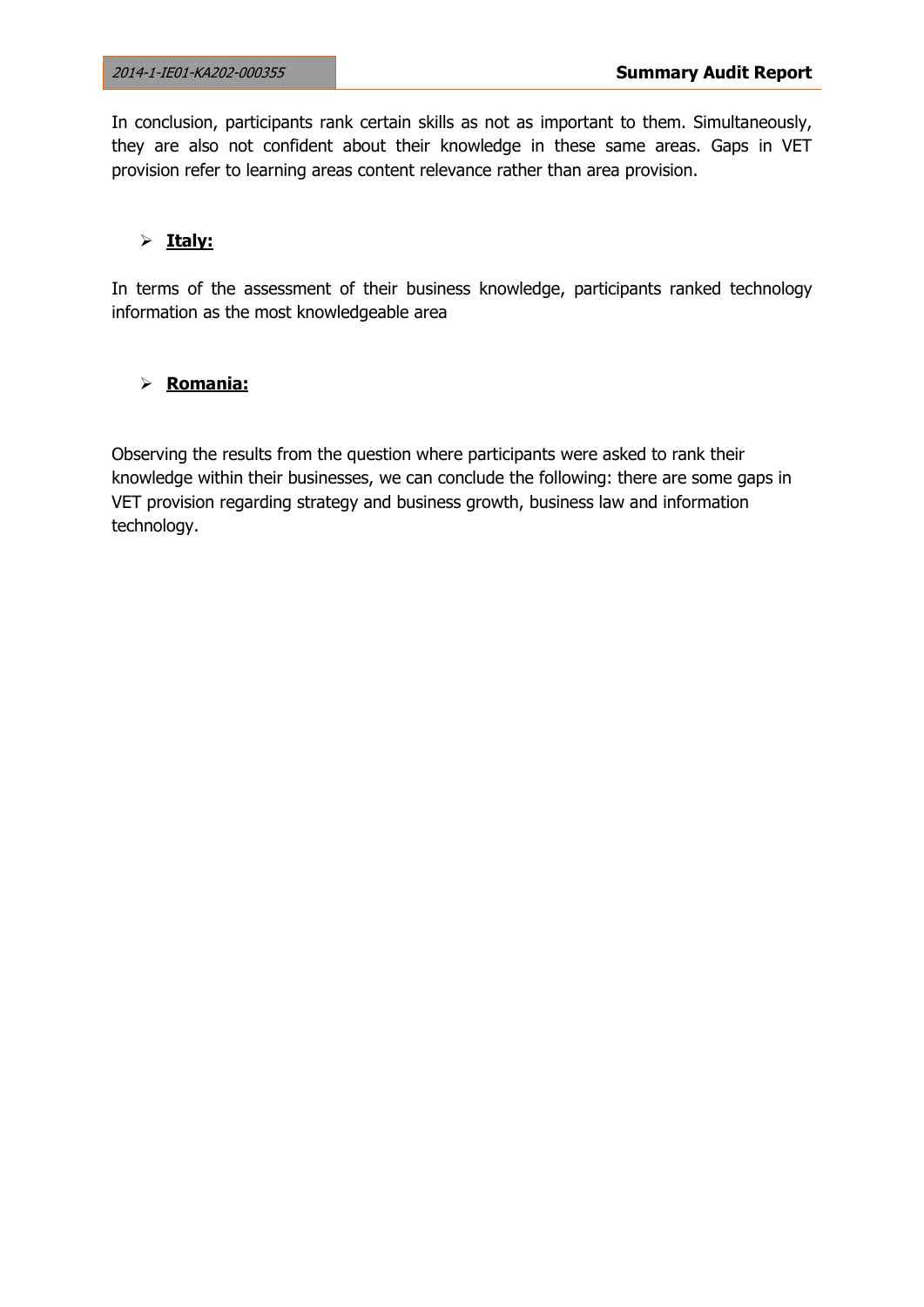In conclusion, participants rank certain skills as not as important to them. Simultaneously, they are also not confident about their knowledge in these same areas. Gaps in VET provision refer to learning areas content relevance rather than area provision.

- **Italy:**

In terms of the assessment of their business knowledge, participants ranked technology information as the most knowledgeable area

- **Romania:**

Observing the results from the question where participants were asked to rank their knowledge within their businesses, we can conclude the following: there are some gaps in VET provision regarding strategy and business growth, business law and information technology.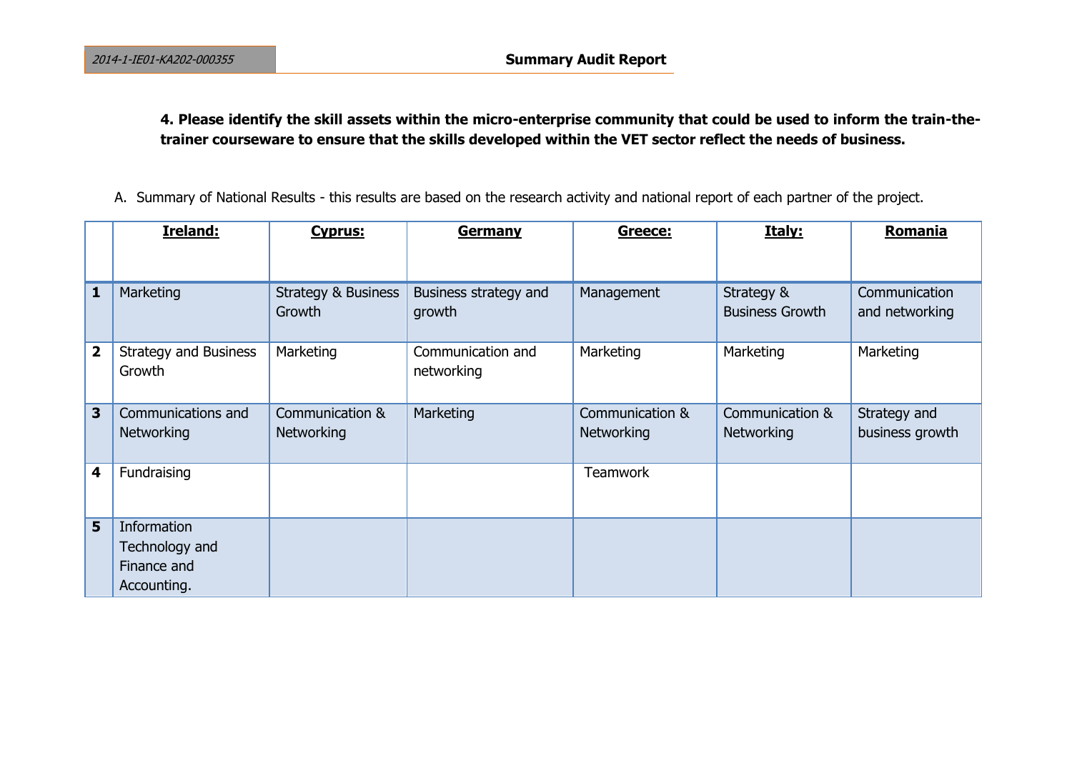**4. Please identify the skill assets within the micro-enterprise community that could be used to inform the train-the-trainer courseware to ensure that the skills developed within the VET sector reflect the needs of business.**

A. Summary of National Results - this results are based on the research activity and national report of each partner of the project.

| | **Ireland:** | **Cyprus:** | **Germany** | **Greece:** | **Italy:** | **Romania** |
|---|---|---|---|---|---|---|
| **1** | Marketing | Strategy & Business Growth | Business strategy and growth | Management | Strategy & Business Growth | Communication and networking |
| **2** | Strategy and Business Growth | Marketing | Communication and networking | Marketing | Marketing | Marketing |
| **3** | Communications and Networking | Communication & Networking | Marketing | Communication & Networking | Communication & Networking | Strategy and business growth |
| **4** | Fundraising | | | Teamwork | | |
| **5** | Information Technology and Finance and Accounting. | | | | | |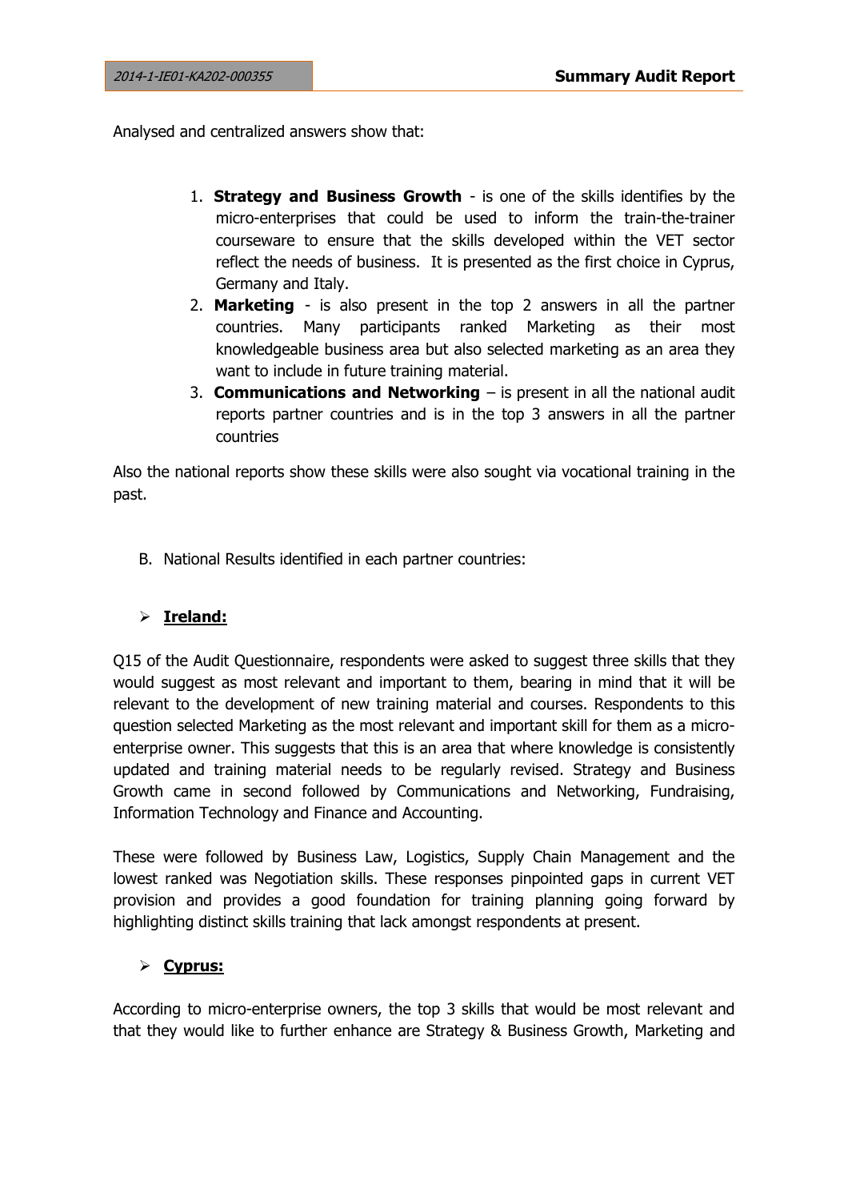Analysed and centralized answers show that:

1. **Strategy and Business Growth** - is one of the skills identifies by the micro-enterprises that could be used to inform the train-the-trainer courseware to ensure that the skills developed within the VET sector reflect the needs of business. It is presented as the first choice in Cyprus, Germany and Italy.
2. **Marketing** - is also present in the top 2 answers in all the partner countries. Many participants ranked Marketing as their most knowledgeable business area but also selected marketing as an area they want to include in future training material.
3. **Communications and Networking** – is present in all the national audit reports partner countries and is in the top 3 answers in all the partner countries

Also the national reports show these skills were also sought via vocational training in the past.

B. National Results identified in each partner countries:

- **Ireland:**

Q15 of the Audit Questionnaire, respondents were asked to suggest three skills that they would suggest as most relevant and important to them, bearing in mind that it will be relevant to the development of new training material and courses. Respondents to this question selected Marketing as the most relevant and important skill for them as a micro-enterprise owner. This suggests that this is an area that where knowledge is consistently updated and training material needs to be regularly revised. Strategy and Business Growth came in second followed by Communications and Networking, Fundraising, Information Technology and Finance and Accounting.

These were followed by Business Law, Logistics, Supply Chain Management and the lowest ranked was Negotiation skills. These responses pinpointed gaps in current VET provision and provides a good foundation for training planning going forward by highlighting distinct skills training that lack amongst respondents at present.

- **Cyprus:**

According to micro-enterprise owners, the top 3 skills that would be most relevant and that they would like to further enhance are Strategy & Business Growth, Marketing and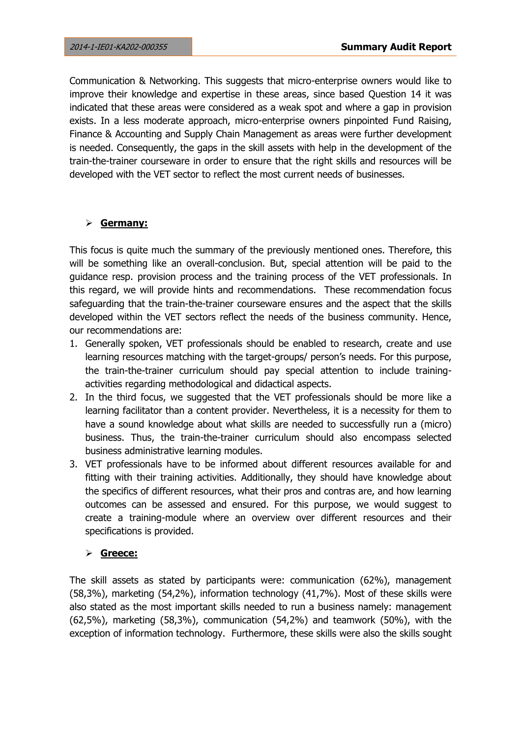Communication & Networking. This suggests that micro-enterprise owners would like to improve their knowledge and expertise in these areas, since based Question 14 it was indicated that these areas were considered as a weak spot and where a gap in provision exists. In a less moderate approach, micro-enterprise owners pinpointed Fund Raising, Finance & Accounting and Supply Chain Management as areas were further development is needed. Consequently, the gaps in the skill assets with help in the development of the train-the-trainer courseware in order to ensure that the right skills and resources will be developed with the VET sector to reflect the most current needs of businesses.

- **Germany:**

This focus is quite much the summary of the previously mentioned ones. Therefore, this will be something like an overall-conclusion. But, special attention will be paid to the guidance resp. provision process and the training process of the VET professionals. In this regard, we will provide hints and recommendations. These recommendation focus safeguarding that the train-the-trainer courseware ensures and the aspect that the skills developed within the VET sectors reflect the needs of the business community. Hence, our recommendations are:

1. Generally spoken, VET professionals should be enabled to research, create and use learning resources matching with the target-groups/ person's needs. For this purpose, the train-the-trainer curriculum should pay special attention to include training-activities regarding methodological and didactical aspects.
2. In the third focus, we suggested that the VET professionals should be more like a learning facilitator than a content provider. Nevertheless, it is a necessity for them to have a sound knowledge about what skills are needed to successfully run a (micro) business. Thus, the train-the-trainer curriculum should also encompass selected business administrative learning modules.
3. VET professionals have to be informed about different resources available for and fitting with their training activities. Additionally, they should have knowledge about the specifics of different resources, what their pros and contras are, and how learning outcomes can be assessed and ensured. For this purpose, we would suggest to create a training-module where an overview over different resources and their specifications is provided.

- **Greece:**

The skill assets as stated by participants were: communication (62%), management (58,3%), marketing (54,2%), information technology (41,7%). Most of these skills were also stated as the most important skills needed to run a business namely: management (62,5%), marketing (58,3%), communication (54,2%) and teamwork (50%), with the exception of information technology. Furthermore, these skills were also the skills sought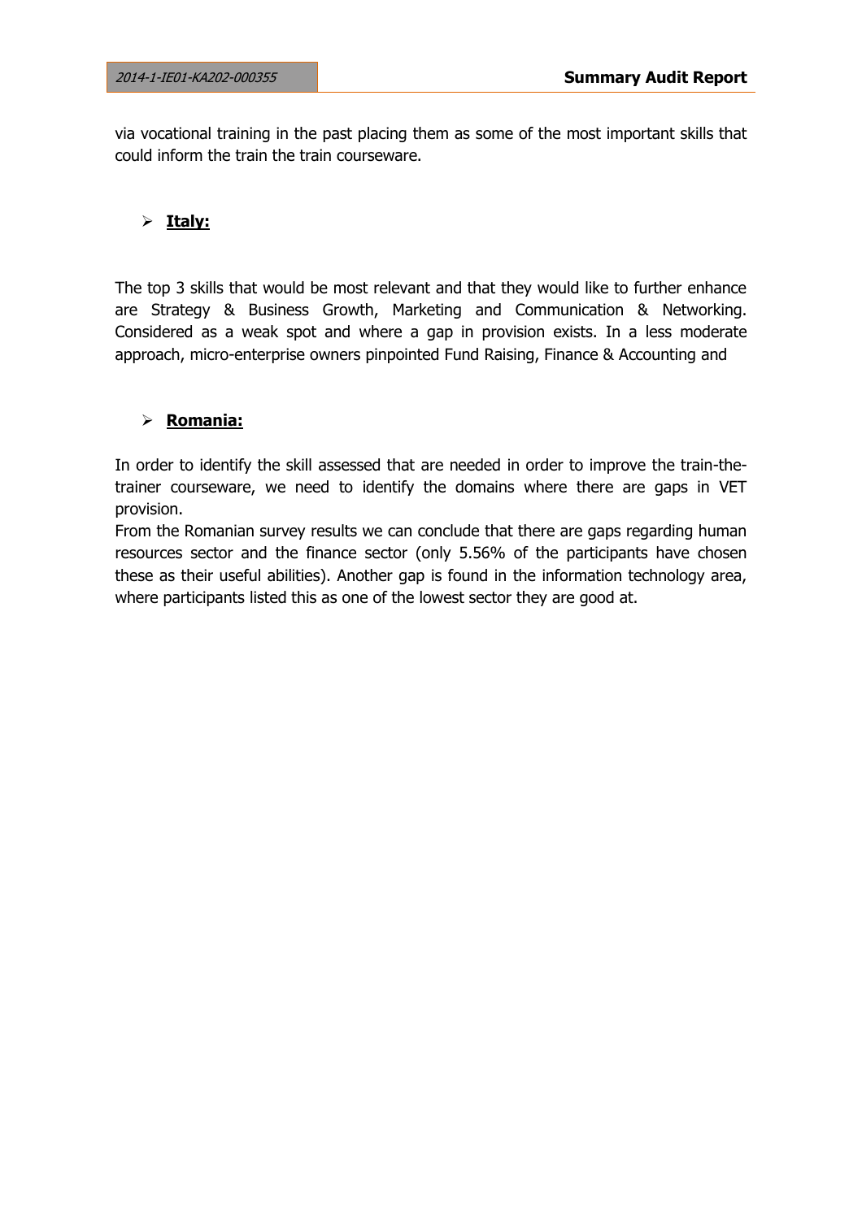via vocational training in the past placing them as some of the most important skills that could inform the train the train courseware.

- **Italy:**

The top 3 skills that would be most relevant and that they would like to further enhance are Strategy & Business Growth, Marketing and Communication & Networking. Considered as a weak spot and where a gap in provision exists. In a less moderate approach, micro-enterprise owners pinpointed Fund Raising, Finance & Accounting and

- **Romania:**

In order to identify the skill assessed that are needed in order to improve the train-the-trainer courseware, we need to identify the domains where there are gaps in VET provision.

From the Romanian survey results we can conclude that there are gaps regarding human resources sector and the finance sector (only 5.56% of the participants have chosen these as their useful abilities). Another gap is found in the information technology area, where participants listed this as one of the lowest sector they are good at.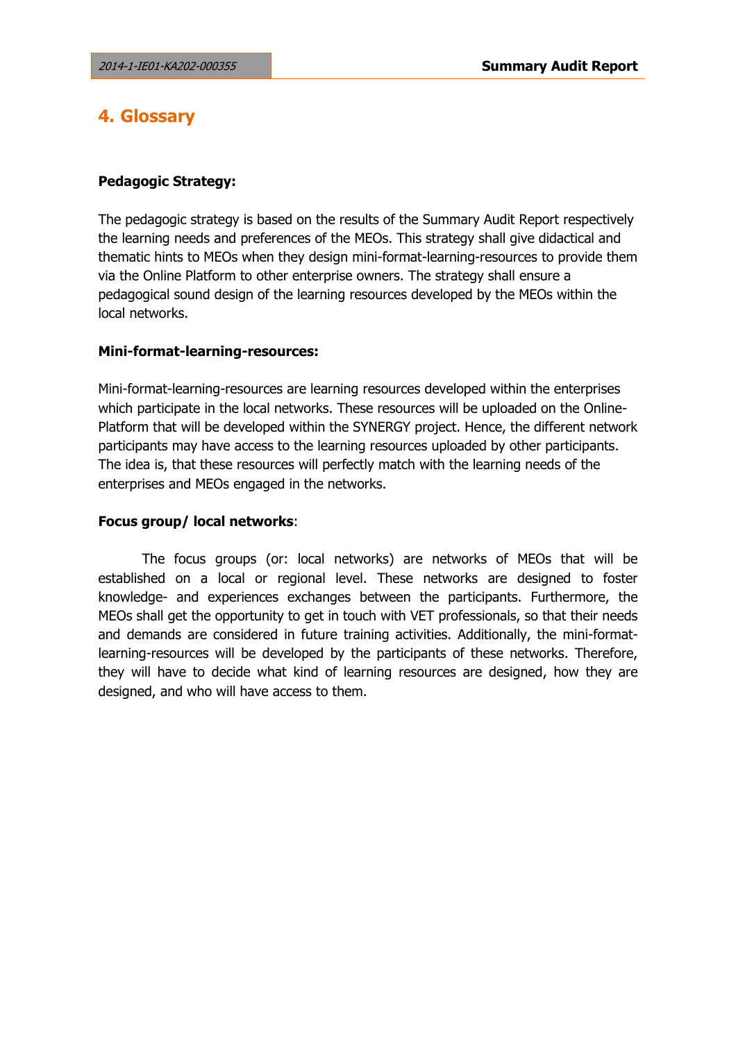# 4. Glossary

**Pedagogic Strategy:**

The pedagogic strategy is based on the results of the Summary Audit Report respectively the learning needs and preferences of the MEOs. This strategy shall give didactical and thematic hints to MEOs when they design mini-format-learning-resources to provide them via the Online Platform to other enterprise owners. The strategy shall ensure a pedagogical sound design of the learning resources developed by the MEOs within the local networks.

**Mini-format-learning-resources:**

Mini-format-learning-resources are learning resources developed within the enterprises which participate in the local networks. These resources will be uploaded on the Online-Platform that will be developed within the SYNERGY project. Hence, the different network participants may have access to the learning resources uploaded by other participants. The idea is, that these resources will perfectly match with the learning needs of the enterprises and MEOs engaged in the networks.

**Focus group/ local networks**:

The focus groups (or: local networks) are networks of MEOs that will be established on a local or regional level. These networks are designed to foster knowledge- and experiences exchanges between the participants. Furthermore, the MEOs shall get the opportunity to get in touch with VET professionals, so that their needs and demands are considered in future training activities. Additionally, the mini-format-learning-resources will be developed by the participants of these networks. Therefore, they will have to decide what kind of learning resources are designed, how they are designed, and who will have access to them.